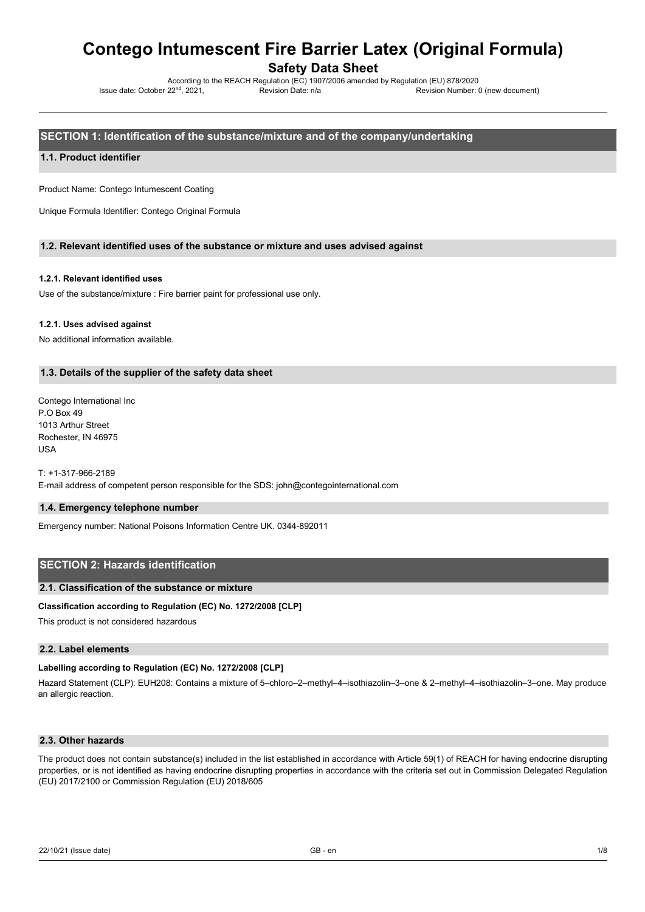# Contego Intumescent Fire Barrier Latex (Original Formula)

## Safety Data Sheet

According to the REACH Regulation (EC) 1907/2006 amended by Regulation (EU) 878/2020

Issue date: October 22nd, 2021, Revision Date: n/a Revision Number: 0 (new document)

## SECTION 1: Identification of the substance/mixture and of the company/undertaking

### 1.1. Product identifier

Product Name: Contego Intumescent Coating

Unique Formula Identifier: Contego Original Formula

### 1.2. Relevant identified uses of the substance or mixture and uses advised against

#### 1.2.1. Relevant identified uses

Use of the substance/mixture : Fire barrier paint for professional use only.

#### 1.2.1. Uses advised against

No additional information available.

### 1.3. Details of the supplier of the safety data sheet

Contego International Inc
P.O Box 49
1013 Arthur Street
Rochester, IN 46975
USA

T: +1-317-966-2189
E-mail address of competent person responsible for the SDS: john@contegointernational.com

### 1.4. Emergency telephone number

Emergency number: National Poisons Information Centre UK. 0344-892011

## SECTION 2: Hazards identification

### 2.1. Classification of the substance or mixture

**Classification according to Regulation (EC) No. 1272/2008 [CLP]**

This product is not considered hazardous

### 2.2. Label elements

**Labelling according to Regulation (EC) No. 1272/2008 [CLP]**

Hazard Statement (CLP): EUH208: Contains a mixture of 5–chloro–2–methyl–4–isothiazolin–3–one & 2–methyl–4–isothiazolin–3–one. May produce an allergic reaction.

### 2.3. Other hazards

The product does not contain substance(s) included in the list established in accordance with Article 59(1) of REACH for having endocrine disrupting properties, or is not identified as having endocrine disrupting properties in accordance with the criteria set out in Commission Delegated Regulation (EU) 2017/2100 or Commission Regulation (EU) 2018/605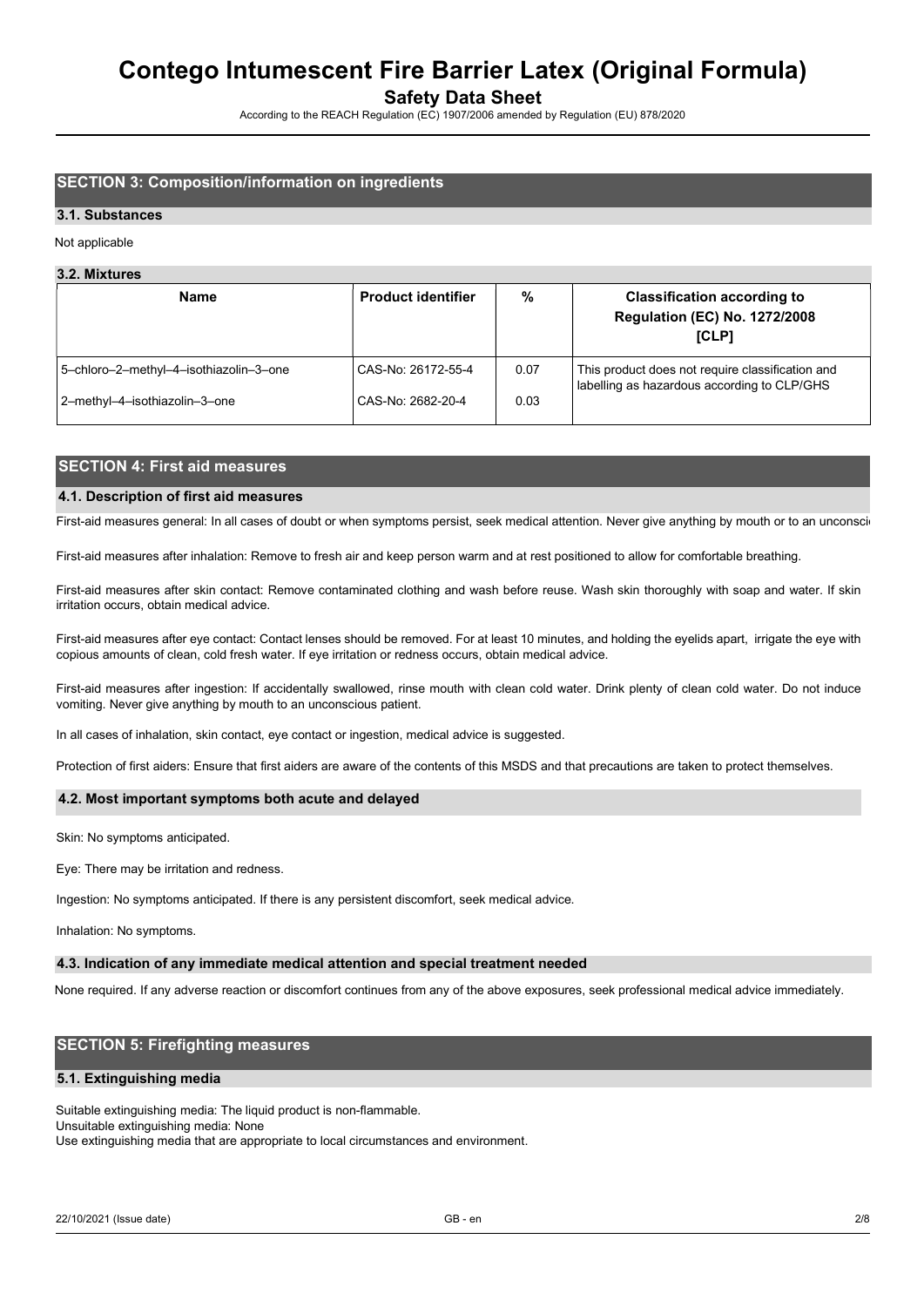## SECTION 3: Composition/information on ingredients

### 3.1. Substances

Not applicable

### 3.2. Mixtures

| Name | Product identifier | % | Classification according to Regulation (EC) No. 1272/2008 [CLP] |
|---|---|---|---|
| 5–chloro–2–methyl–4–isothiazolin–3–one | CAS-No: 26172-55-4 | 0.07 | This product does not require classification and labelling as hazardous according to CLP/GHS |
| 2–methyl–4–isothiazolin–3–one | CAS-No: 2682-20-4 | 0.03 | |

## SECTION 4: First aid measures

### 4.1. Description of first aid measures

First-aid measures general: In all cases of doubt or when symptoms persist, seek medical attention. Never give anything by mouth or to an unconsci

First-aid measures after inhalation: Remove to fresh air and keep person warm and at rest positioned to allow for comfortable breathing.

First-aid measures after skin contact: Remove contaminated clothing and wash before reuse. Wash skin thoroughly with soap and water. If skin irritation occurs, obtain medical advice.

First-aid measures after eye contact: Contact lenses should be removed. For at least 10 minutes, and holding the eyelids apart, irrigate the eye with copious amounts of clean, cold fresh water. If eye irritation or redness occurs, obtain medical advice.

First-aid measures after ingestion: If accidentally swallowed, rinse mouth with clean cold water. Drink plenty of clean cold water. Do not induce vomiting. Never give anything by mouth to an unconscious patient.

In all cases of inhalation, skin contact, eye contact or ingestion, medical advice is suggested.

Protection of first aiders: Ensure that first aiders are aware of the contents of this MSDS and that precautions are taken to protect themselves.

### 4.2. Most important symptoms both acute and delayed

Skin: No symptoms anticipated.

Eye: There may be irritation and redness.

Ingestion: No symptoms anticipated. If there is any persistent discomfort, seek medical advice.

Inhalation: No symptoms.

### 4.3. Indication of any immediate medical attention and special treatment needed

None required. If any adverse reaction or discomfort continues from any of the above exposures, seek professional medical advice immediately.

## SECTION 5: Firefighting measures

### 5.1. Extinguishing media

Suitable extinguishing media: The liquid product is non-flammable.
Unsuitable extinguishing media: None
Use extinguishing media that are appropriate to local circumstances and environment.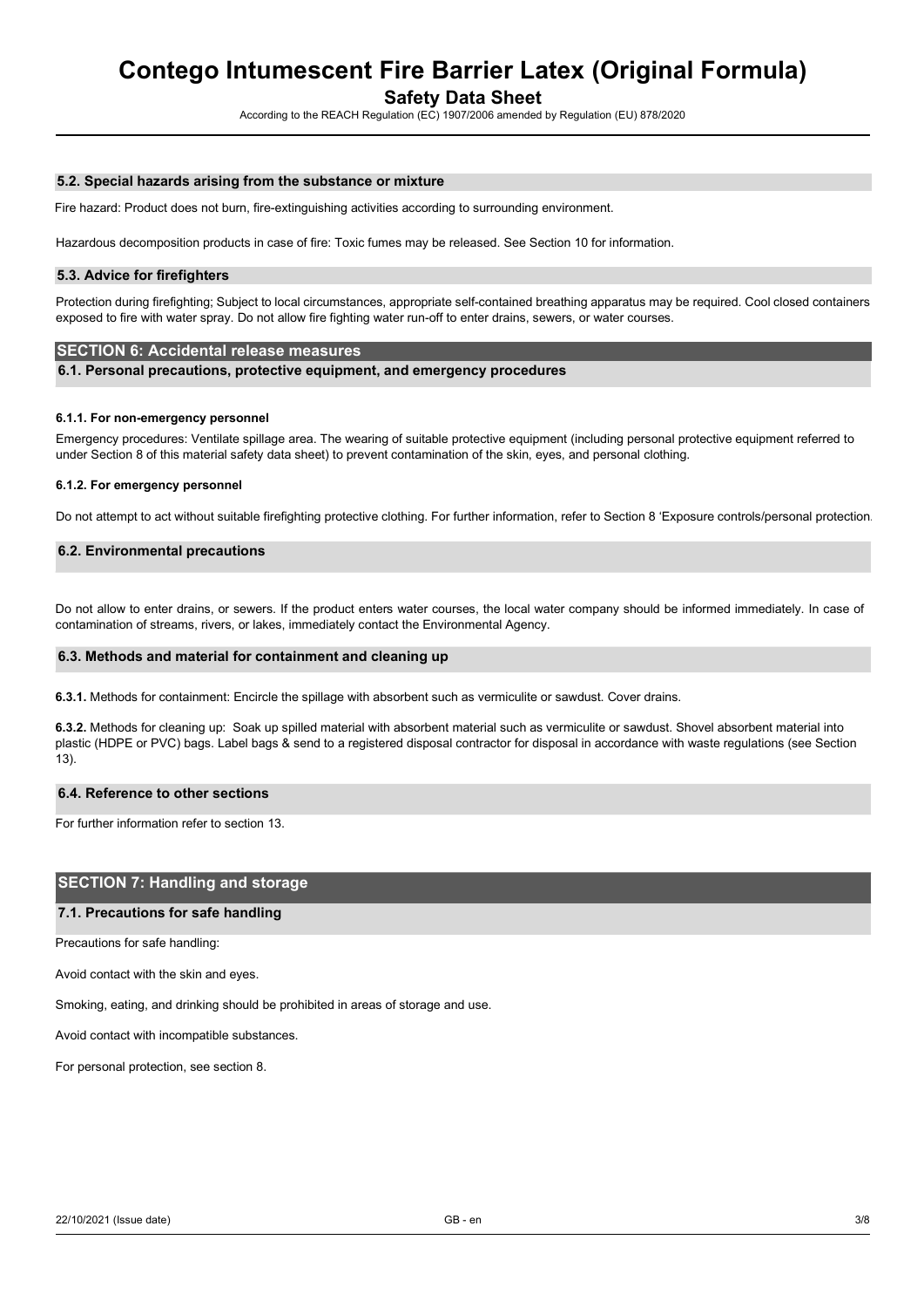### 5.2. Special hazards arising from the substance or mixture

Fire hazard: Product does not burn, fire-extinguishing activities according to surrounding environment.

Hazardous decomposition products in case of fire: Toxic fumes may be released. See Section 10 for information.

### 5.3. Advice for firefighters

Protection during firefighting; Subject to local circumstances, appropriate self-contained breathing apparatus may be required. Cool closed containers exposed to fire with water spray. Do not allow fire fighting water run-off to enter drains, sewers, or water courses.

## SECTION 6: Accidental release measures

### 6.1. Personal precautions, protective equipment, and emergency procedures

#### 6.1.1. For non-emergency personnel

Emergency procedures: Ventilate spillage area. The wearing of suitable protective equipment (including personal protective equipment referred to under Section 8 of this material safety data sheet) to prevent contamination of the skin, eyes, and personal clothing.

#### 6.1.2. For emergency personnel

Do not attempt to act without suitable firefighting protective clothing. For further information, refer to Section 8 'Exposure controls/personal protection.

### 6.2. Environmental precautions

Do not allow to enter drains, or sewers. If the product enters water courses, the local water company should be informed immediately. In case of contamination of streams, rivers, or lakes, immediately contact the Environmental Agency.

### 6.3. Methods and material for containment and cleaning up

**6.3.1.** Methods for containment: Encircle the spillage with absorbent such as vermiculite or sawdust. Cover drains.

**6.3.2.** Methods for cleaning up: Soak up spilled material with absorbent material such as vermiculite or sawdust. Shovel absorbent material into plastic (HDPE or PVC) bags. Label bags & send to a registered disposal contractor for disposal in accordance with waste regulations (see Section 13).

### 6.4. Reference to other sections

For further information refer to section 13.

## SECTION 7: Handling and storage

### 7.1. Precautions for safe handling

Precautions for safe handling:

Avoid contact with the skin and eyes.

Smoking, eating, and drinking should be prohibited in areas of storage and use.

Avoid contact with incompatible substances.

For personal protection, see section 8.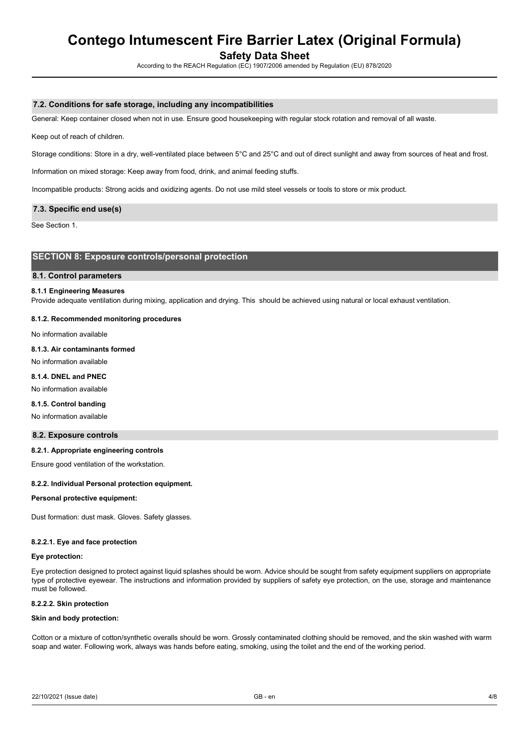### 7.2. Conditions for safe storage, including any incompatibilities

General: Keep container closed when not in use. Ensure good housekeeping with regular stock rotation and removal of all waste.

Keep out of reach of children.

Storage conditions: Store in a dry, well-ventilated place between 5°C and 25°C and out of direct sunlight and away from sources of heat and frost.

Information on mixed storage: Keep away from food, drink, and animal feeding stuffs.

Incompatible products: Strong acids and oxidizing agents. Do not use mild steel vessels or tools to store or mix product.

### 7.3. Specific end use(s)

See Section 1.

## SECTION 8: Exposure controls/personal protection

### 8.1. Control parameters

#### 8.1.1 Engineering Measures

Provide adequate ventilation during mixing, application and drying. This should be achieved using natural or local exhaust ventilation.

#### 8.1.2. Recommended monitoring procedures

No information available

#### 8.1.3. Air contaminants formed

No information available

#### 8.1.4. DNEL and PNEC

No information available

#### 8.1.5. Control banding

No information available

### 8.2. Exposure controls

#### 8.2.1. Appropriate engineering controls

Ensure good ventilation of the workstation.

#### 8.2.2. Individual Personal protection equipment.

**Personal protective equipment:**

Dust formation: dust mask. Gloves. Safety glasses.

#### 8.2.2.1. Eye and face protection

**Eye protection:**

Eye protection designed to protect against liquid splashes should be worn. Advice should be sought from safety equipment suppliers on appropriate type of protective eyewear. The instructions and information provided by suppliers of safety eye protection, on the use, storage and maintenance must be followed.

#### 8.2.2.2. Skin protection

**Skin and body protection:**

Cotton or a mixture of cotton/synthetic overalls should be worn. Grossly contaminated clothing should be removed, and the skin washed with warm soap and water. Following work, always was hands before eating, smoking, using the toilet and the end of the working period.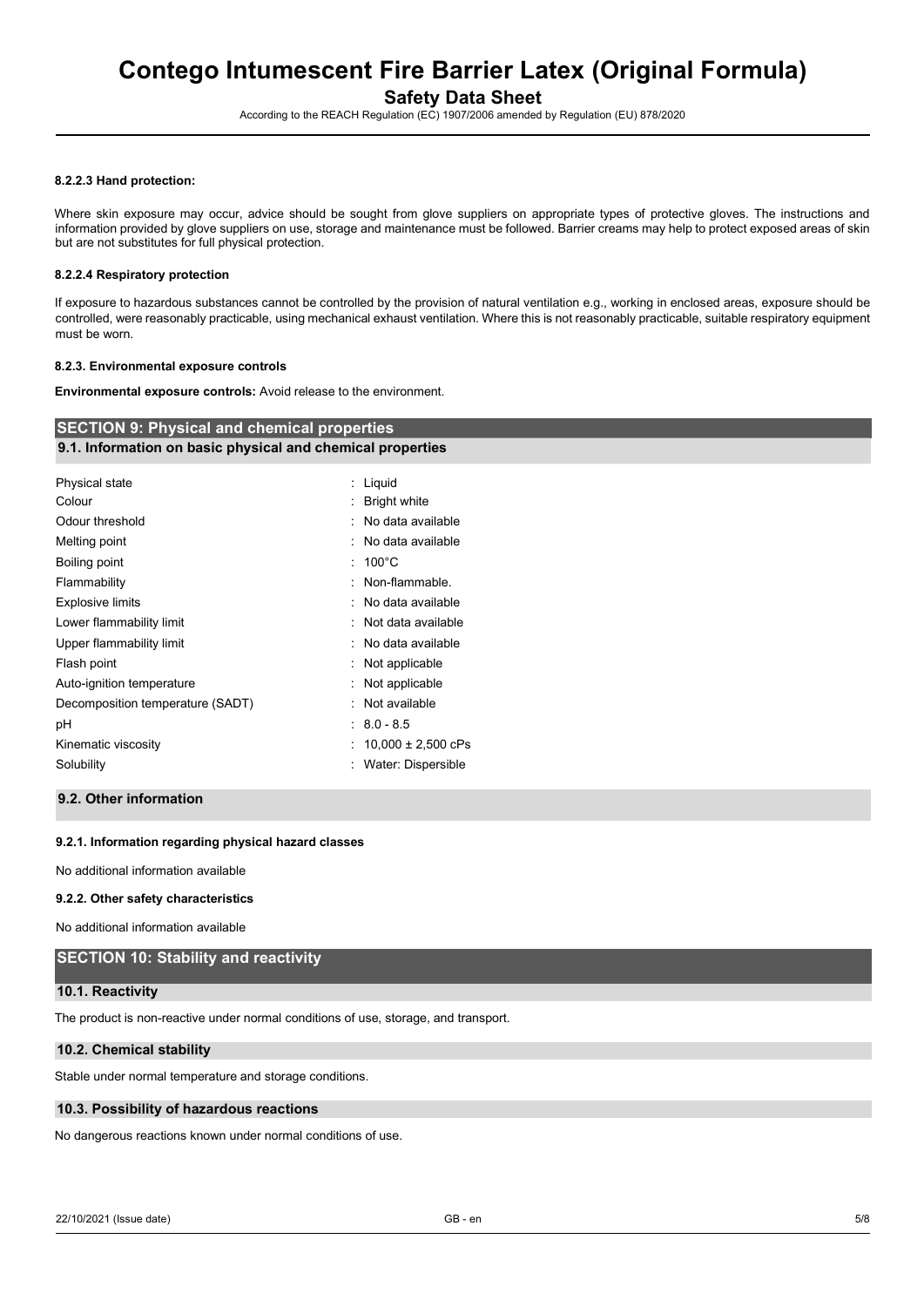#### 8.2.2.3 Hand protection:

Where skin exposure may occur, advice should be sought from glove suppliers on appropriate types of protective gloves. The instructions and information provided by glove suppliers on use, storage and maintenance must be followed. Barrier creams may help to protect exposed areas of skin but are not substitutes for full physical protection.

#### 8.2.2.4 Respiratory protection

If exposure to hazardous substances cannot be controlled by the provision of natural ventilation e.g., working in enclosed areas, exposure should be controlled, were reasonably practicable, using mechanical exhaust ventilation. Where this is not reasonably practicable, suitable respiratory equipment must be worn.

#### 8.2.3. Environmental exposure controls

**Environmental exposure controls:** Avoid release to the environment.

## SECTION 9: Physical and chemical properties

### 9.1. Information on basic physical and chemical properties

| | |
|---|---|
| Physical state | : Liquid |
| Colour | : Bright white |
| Odour threshold | : No data available |
| Melting point | : No data available |
| Boiling point | : 100°C |
| Flammability | : Non-flammable. |
| Explosive limits | : No data available |
| Lower flammability limit | : Not data available |
| Upper flammability limit | : No data available |
| Flash point | : Not applicable |
| Auto-ignition temperature | : Not applicable |
| Decomposition temperature (SADT) | : Not available |
| pH | : 8.0 - 8.5 |
| Kinematic viscosity | : 10,000 ± 2,500 cPs |
| Solubility | : Water: Dispersible |

### 9.2. Other information

#### 9.2.1. Information regarding physical hazard classes

No additional information available

#### 9.2.2. Other safety characteristics

No additional information available

## SECTION 10: Stability and reactivity

### 10.1. Reactivity

The product is non-reactive under normal conditions of use, storage, and transport.

### 10.2. Chemical stability

Stable under normal temperature and storage conditions.

### 10.3. Possibility of hazardous reactions

No dangerous reactions known under normal conditions of use.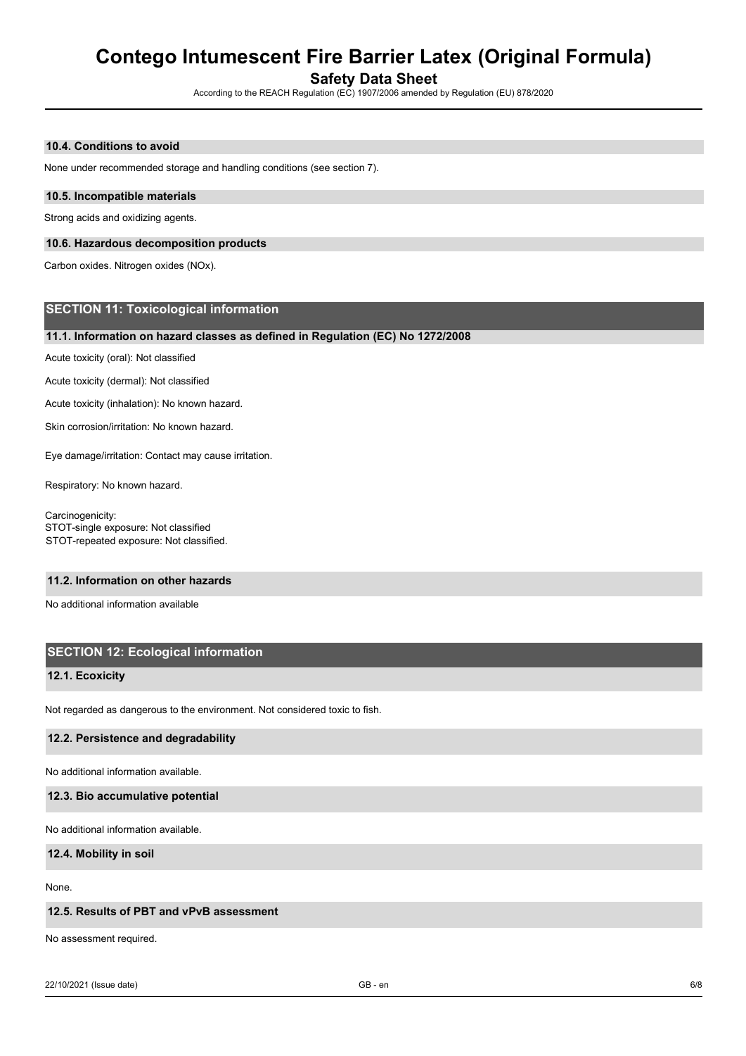### 10.4. Conditions to avoid

None under recommended storage and handling conditions (see section 7).

### 10.5. Incompatible materials

Strong acids and oxidizing agents.

### 10.6. Hazardous decomposition products

Carbon oxides. Nitrogen oxides (NOx).

## SECTION 11: Toxicological information

### 11.1. Information on hazard classes as defined in Regulation (EC) No 1272/2008

Acute toxicity (oral): Not classified

Acute toxicity (dermal): Not classified

Acute toxicity (inhalation): No known hazard.

Skin corrosion/irritation: No known hazard.

Eye damage/irritation: Contact may cause irritation.

Respiratory: No known hazard.

Carcinogenicity:
STOT-single exposure: Not classified
STOT-repeated exposure: Not classified.

### 11.2. Information on other hazards

No additional information available

## SECTION 12: Ecological information

### 12.1. Ecoxicity

Not regarded as dangerous to the environment. Not considered toxic to fish.

### 12.2. Persistence and degradability

No additional information available.

### 12.3. Bio accumulative potential

No additional information available.

### 12.4. Mobility in soil

None.

### 12.5. Results of PBT and vPvB assessment

No assessment required.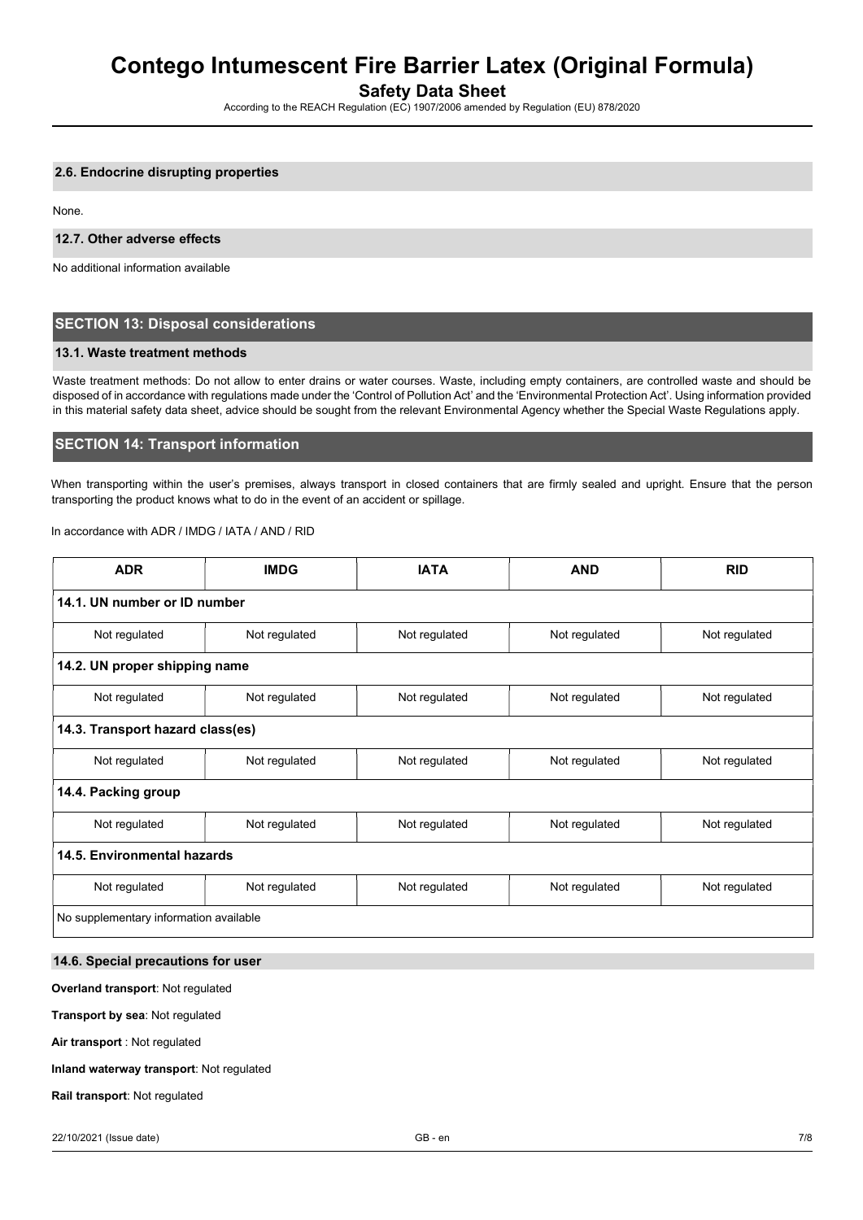### 2.6. Endocrine disrupting properties

None.

### 12.7. Other adverse effects

No additional information available

## SECTION 13: Disposal considerations

### 13.1. Waste treatment methods

Waste treatment methods: Do not allow to enter drains or water courses. Waste, including empty containers, are controlled waste and should be disposed of in accordance with regulations made under the 'Control of Pollution Act' and the 'Environmental Protection Act'. Using information provided in this material safety data sheet, advice should be sought from the relevant Environmental Agency whether the Special Waste Regulations apply.

## SECTION 14: Transport information

When transporting within the user's premises, always transport in closed containers that are firmly sealed and upright. Ensure that the person transporting the product knows what to do in the event of an accident or spillage.

In accordance with ADR / IMDG / IATA / AND / RID

| ADR | IMDG | IATA | AND | RID |
|---|---|---|---|---|
| **14.1. UN number or ID number** | | | | |
| Not regulated | Not regulated | Not regulated | Not regulated | Not regulated |
| **14.2. UN proper shipping name** | | | | |
| Not regulated | Not regulated | Not regulated | Not regulated | Not regulated |
| **14.3. Transport hazard class(es)** | | | | |
| Not regulated | Not regulated | Not regulated | Not regulated | Not regulated |
| **14.4. Packing group** | | | | |
| Not regulated | Not regulated | Not regulated | Not regulated | Not regulated |
| **14.5. Environmental hazards** | | | | |
| Not regulated | Not regulated | Not regulated | Not regulated | Not regulated |
| No supplementary information available | | | | |

### 14.6. Special precautions for user

**Overland transport**: Not regulated

**Transport by sea**: Not regulated

**Air transport** : Not regulated

**Inland waterway transport**: Not regulated

**Rail transport**: Not regulated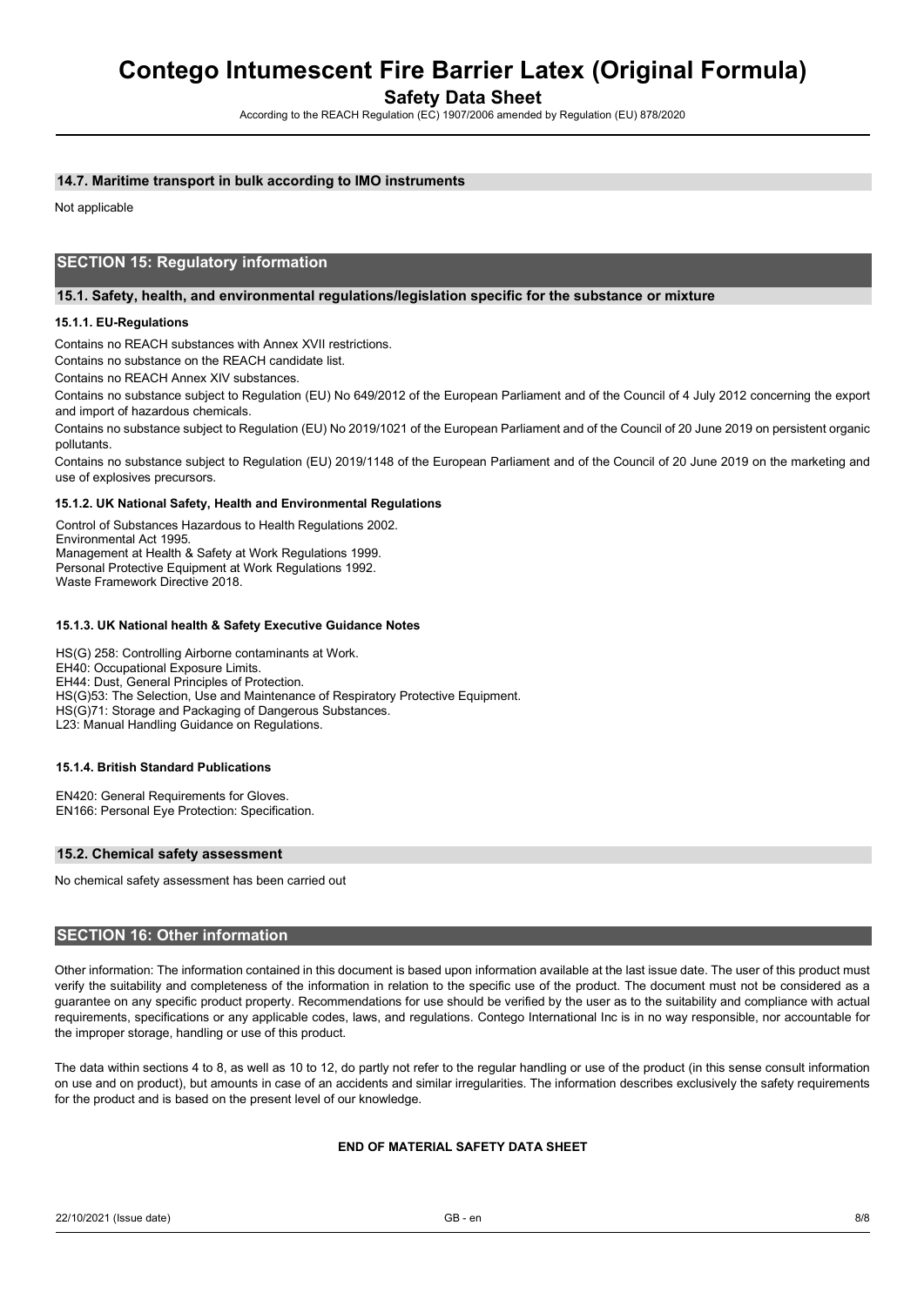### 14.7. Maritime transport in bulk according to IMO instruments

Not applicable

## SECTION 15: Regulatory information

### 15.1. Safety, health, and environmental regulations/legislation specific for the substance or mixture

#### 15.1.1. EU-Regulations

Contains no REACH substances with Annex XVII restrictions.

Contains no substance on the REACH candidate list.

Contains no REACH Annex XIV substances.

Contains no substance subject to Regulation (EU) No 649/2012 of the European Parliament and of the Council of 4 July 2012 concerning the export and import of hazardous chemicals.

Contains no substance subject to Regulation (EU) No 2019/1021 of the European Parliament and of the Council of 20 June 2019 on persistent organic pollutants.

Contains no substance subject to Regulation (EU) 2019/1148 of the European Parliament and of the Council of 20 June 2019 on the marketing and use of explosives precursors.

#### 15.1.2. UK National Safety, Health and Environmental Regulations

Control of Substances Hazardous to Health Regulations 2002.
Environmental Act 1995.
Management at Health & Safety at Work Regulations 1999.
Personal Protective Equipment at Work Regulations 1992.
Waste Framework Directive 2018.

#### 15.1.3. UK National health & Safety Executive Guidance Notes

HS(G) 258: Controlling Airborne contaminants at Work.
EH40: Occupational Exposure Limits.
EH44: Dust, General Principles of Protection.
HS(G)53: The Selection, Use and Maintenance of Respiratory Protective Equipment.
HS(G)71: Storage and Packaging of Dangerous Substances.
L23: Manual Handling Guidance on Regulations.

#### 15.1.4. British Standard Publications

EN420: General Requirements for Gloves.
EN166: Personal Eye Protection: Specification.

### 15.2. Chemical safety assessment

No chemical safety assessment has been carried out

## SECTION 16: Other information

Other information: The information contained in this document is based upon information available at the last issue date. The user of this product must verify the suitability and completeness of the information in relation to the specific use of the product. The document must not be considered as a guarantee on any specific product property. Recommendations for use should be verified by the user as to the suitability and compliance with actual requirements, specifications or any applicable codes, laws, and regulations. Contego International Inc is in no way responsible, nor accountable for the improper storage, handling or use of this product.

The data within sections 4 to 8, as well as 10 to 12, do partly not refer to the regular handling or use of the product (in this sense consult information on use and on product), but amounts in case of an accidents and similar irregularities. The information describes exclusively the safety requirements for the product and is based on the present level of our knowledge.

**END OF MATERIAL SAFETY DATA SHEET**